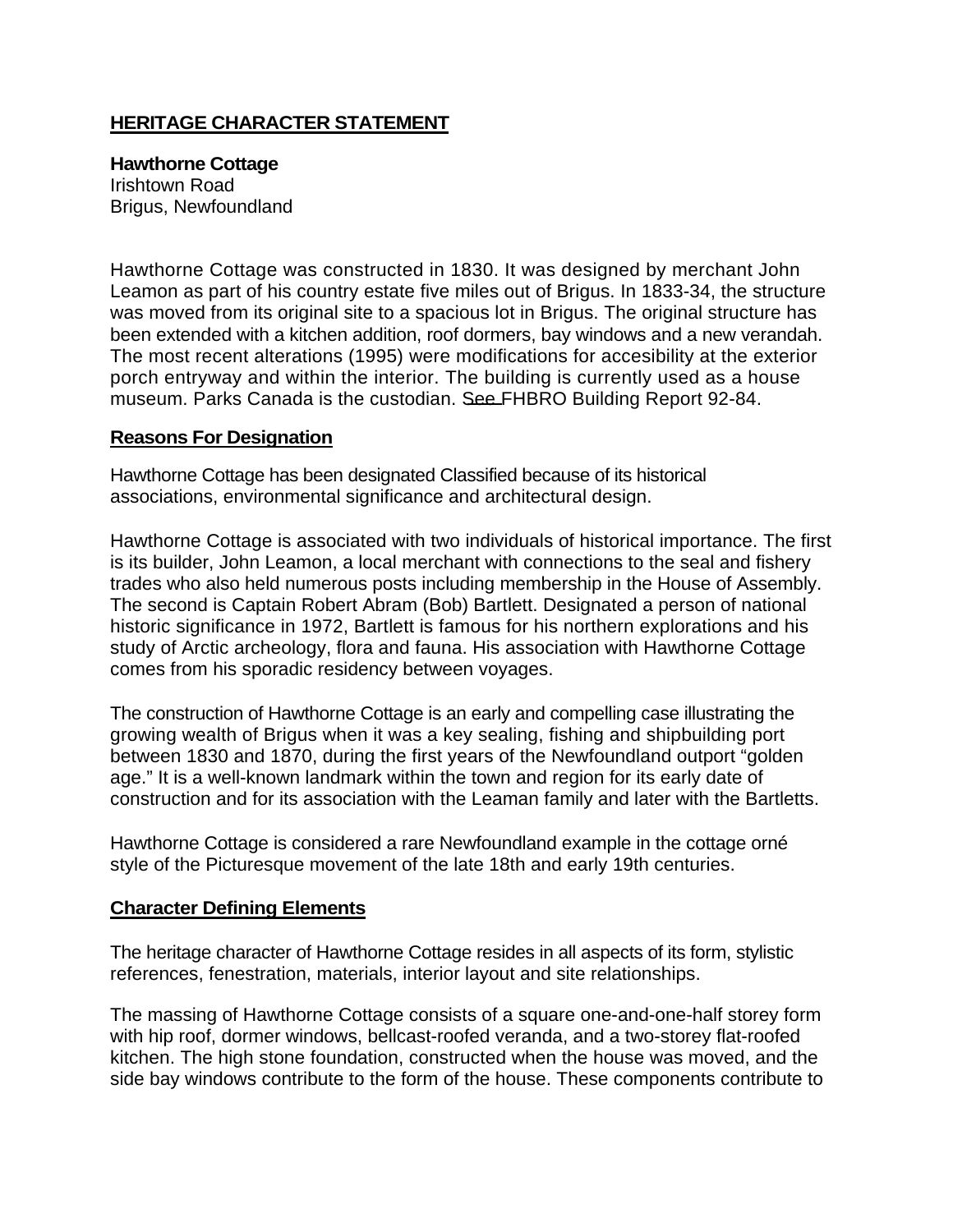# HERITAGE CHARACTER STATEMENT

**Hawthorne Cottage**
Irishtown Road
Brigus, Newfoundland

Hawthorne Cottage was constructed in 1830. It was designed by merchant John Leamon as part of his country estate five miles out of Brigus. In 1833-34, the structure was moved from its original site to a spacious lot in Brigus. The original structure has been extended with a kitchen addition, roof dormers, bay windows and a new verandah. The most recent alterations (1995) were modifications for accesibility at the exterior porch entryway and within the interior. The building is currently used as a house museum. Parks Canada is the custodian. See FHBRO Building Report 92-84.

## Reasons For Designation

Hawthorne Cottage has been designated Classified because of its historical associations, environmental significance and architectural design.

Hawthorne Cottage is associated with two individuals of historical importance. The first is its builder, John Leamon, a local merchant with connections to the seal and fishery trades who also held numerous posts including membership in the House of Assembly. The second is Captain Robert Abram (Bob) Bartlett. Designated a person of national historic significance in 1972, Bartlett is famous for his northern explorations and his study of Arctic archeology, flora and fauna. His association with Hawthorne Cottage comes from his sporadic residency between voyages.

The construction of Hawthorne Cottage is an early and compelling case illustrating the growing wealth of Brigus when it was a key sealing, fishing and shipbuilding port between 1830 and 1870, during the first years of the Newfoundland outport "golden age." It is a well-known landmark within the town and region for its early date of construction and for its association with the Leaman family and later with the Bartletts.

Hawthorne Cottage is considered a rare Newfoundland example in the cottage orné style of the Picturesque movement of the late 18th and early 19th centuries.

## Character Defining Elements

The heritage character of Hawthorne Cottage resides in all aspects of its form, stylistic references, fenestration, materials, interior layout and site relationships.

The massing of Hawthorne Cottage consists of a square one-and-one-half storey form with hip roof, dormer windows, bellcast-roofed veranda, and a two-storey flat-roofed kitchen. The high stone foundation, constructed when the house was moved, and the side bay windows contribute to the form of the house. These components contribute to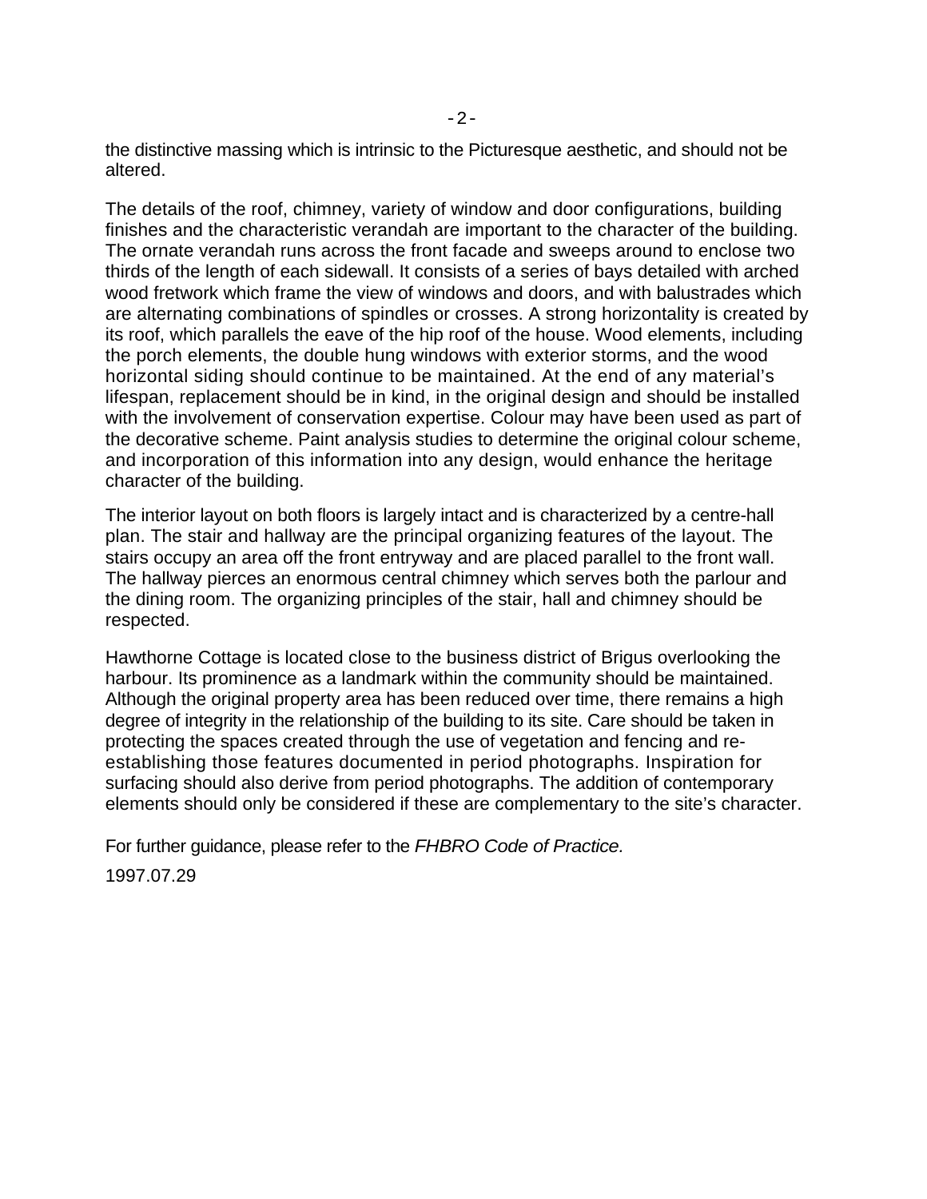the distinctive massing which is intrinsic to the Picturesque aesthetic, and should not be altered.

The details of the roof, chimney, variety of window and door configurations, building finishes and the characteristic verandah are important to the character of the building. The ornate verandah runs across the front facade and sweeps around to enclose two thirds of the length of each sidewall. It consists of a series of bays detailed with arched wood fretwork which frame the view of windows and doors, and with balustrades which are alternating combinations of spindles or crosses. A strong horizontality is created by its roof, which parallels the eave of the hip roof of the house. Wood elements, including the porch elements, the double hung windows with exterior storms, and the wood horizontal siding should continue to be maintained. At the end of any material's lifespan, replacement should be in kind, in the original design and should be installed with the involvement of conservation expertise. Colour may have been used as part of the decorative scheme. Paint analysis studies to determine the original colour scheme, and incorporation of this information into any design, would enhance the heritage character of the building.

The interior layout on both floors is largely intact and is characterized by a centre-hall plan. The stair and hallway are the principal organizing features of the layout. The stairs occupy an area off the front entryway and are placed parallel to the front wall. The hallway pierces an enormous central chimney which serves both the parlour and the dining room. The organizing principles of the stair, hall and chimney should be respected.

Hawthorne Cottage is located close to the business district of Brigus overlooking the harbour. Its prominence as a landmark within the community should be maintained. Although the original property area has been reduced over time, there remains a high degree of integrity in the relationship of the building to its site. Care should be taken in protecting the spaces created through the use of vegetation and fencing and re-establishing those features documented in period photographs. Inspiration for surfacing should also derive from period photographs. The addition of contemporary elements should only be considered if these are complementary to the site's character.

For further guidance, please refer to the *FHBRO Code of Practice.*

1997.07.29